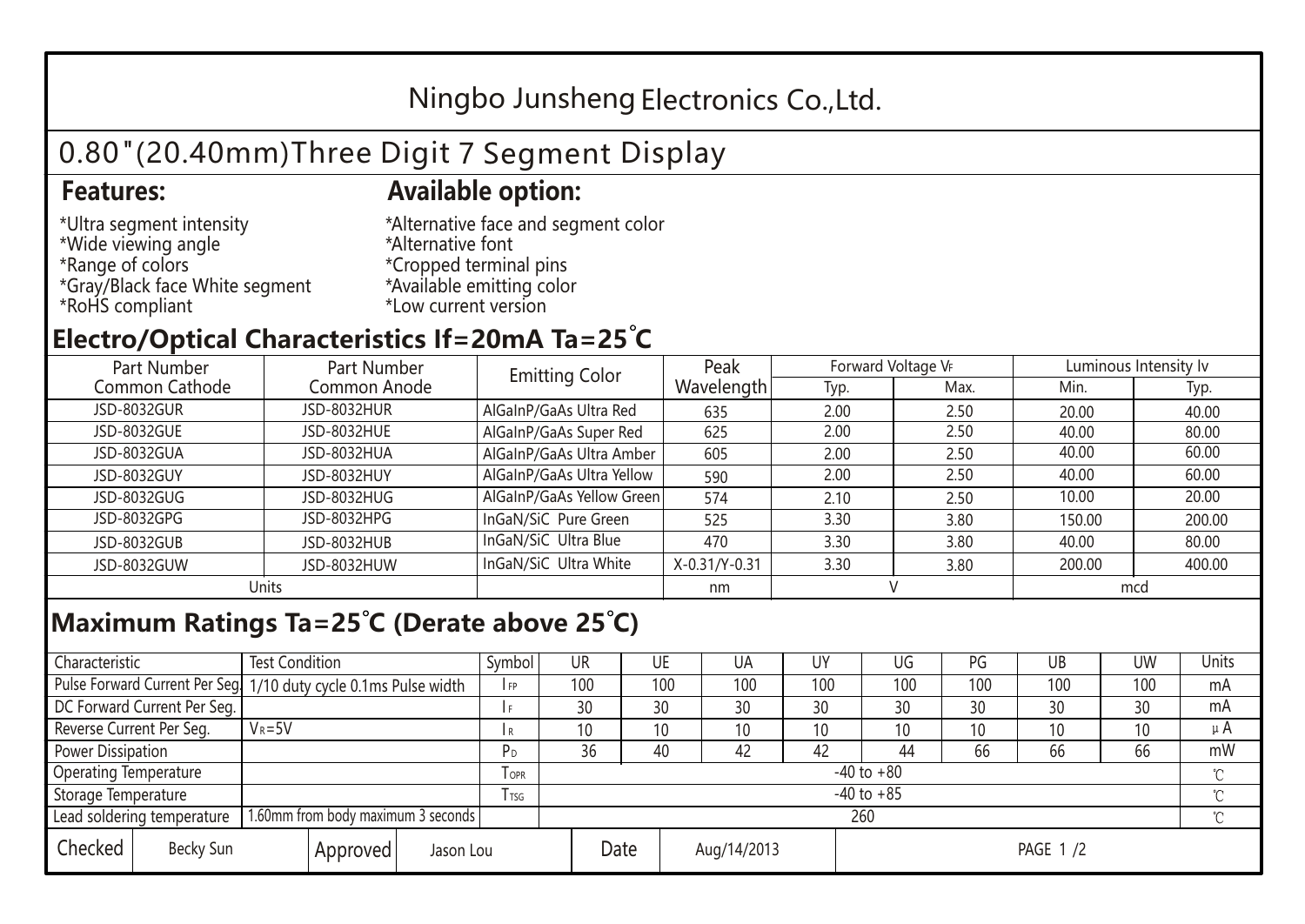# Ningbo Junsheng Electronics Co.,Ltd.

## 0.80"(20.40mm)Three Digit 7 Segment Display

### Features:

*Ultra segment intensity
*Wide viewing angle
*Range of colors
*Gray/Black face White segment
*RoHS compliant

### Available option:

*Alternative face and segment color
*Alternative font
*Cropped terminal pins
*Available emitting color
*Low current version

### Electro/Optical Characteristics If=20mA Ta=25°C

| Part Number Common Cathode | Part Number Common Anode | Emitting Color | Peak Wavelength | Forward Voltage $V_F$ | | Luminous Intensity Iv | |
|---|---|---|---|---|---|---|---|
| | | | | Typ. | Max. | Min. | Typ. |
| JSD-8032GUR | JSD-8032HUR | AlGaInP/GaAs Ultra Red | 635 | 2.00 | 2.50 | 20.00 | 40.00 |
| JSD-8032GUE | JSD-8032HUE | AlGaInP/GaAs Super Red | 625 | 2.00 | 2.50 | 40.00 | 80.00 |
| JSD-8032GUA | JSD-8032HUA | AlGaInP/GaAs Ultra Amber | 605 | 2.00 | 2.50 | 40.00 | 60.00 |
| JSD-8032GUY | JSD-8032HUY | AlGaInP/GaAs Ultra Yellow | 590 | 2.00 | 2.50 | 40.00 | 60.00 |
| JSD-8032GUG | JSD-8032HUG | AlGaInP/GaAs Yellow Green | 574 | 2.10 | 2.50 | 10.00 | 20.00 |
| JSD-8032GPG | JSD-8032HPG | InGaN/SiC Pure Green | 525 | 3.30 | 3.80 | 150.00 | 200.00 |
| JSD-8032GUB | JSD-8032HUB | InGaN/SiC Ultra Blue | 470 | 3.30 | 3.80 | 40.00 | 80.00 |
| JSD-8032GUW | JSD-8032HUW | InGaN/SiC Ultra White | X-0.31/Y-0.31 | 3.30 | 3.80 | 200.00 | 400.00 |
| Units | | | nm | V | | mcd | |

### Maximum Ratings Ta=25°C (Derate above 25°C)

| Characteristic | Test Condition | Symbol | UR | UE | UA | UY | UG | PG | UB | UW | Units |
|---|---|---|---|---|---|---|---|---|---|---|---|
| Pulse Forward Current Per Seg. | 1/10 duty cycle 0.1ms Pulse width | $I_{FP}$ | 100 | 100 | 100 | 100 | 100 | 100 | 100 | 100 | mA |
| DC Forward Current Per Seg. | | $I_F$ | 30 | 30 | 30 | 30 | 30 | 30 | 30 | 30 | mA |
| Reverse Current Per Seg. | $V_R$=5V | $I_R$ | 10 | 10 | 10 | 10 | 10 | 10 | 10 | 10 | μA |
| Power Dissipation | | $P_D$ | 36 | 40 | 42 | 42 | 44 | 66 | 66 | 66 | mW |
| Operating Temperature | | $T_{OPR}$ | -40 to +80 | | | | | | | | ℃ |
| Storage Temperature | | $T_{TSG}$ | -40 to +85 | | | | | | | | ℃ |
| Lead soldering temperature | 1.60mm from body maximum 3 seconds | | 260 | | | | | | | | ℃ |

| Checked | Becky Sun | Approved | Jason Lou | Date | Aug/14/2013 | PAGE 1 /2 |
|---|---|---|---|---|---|---|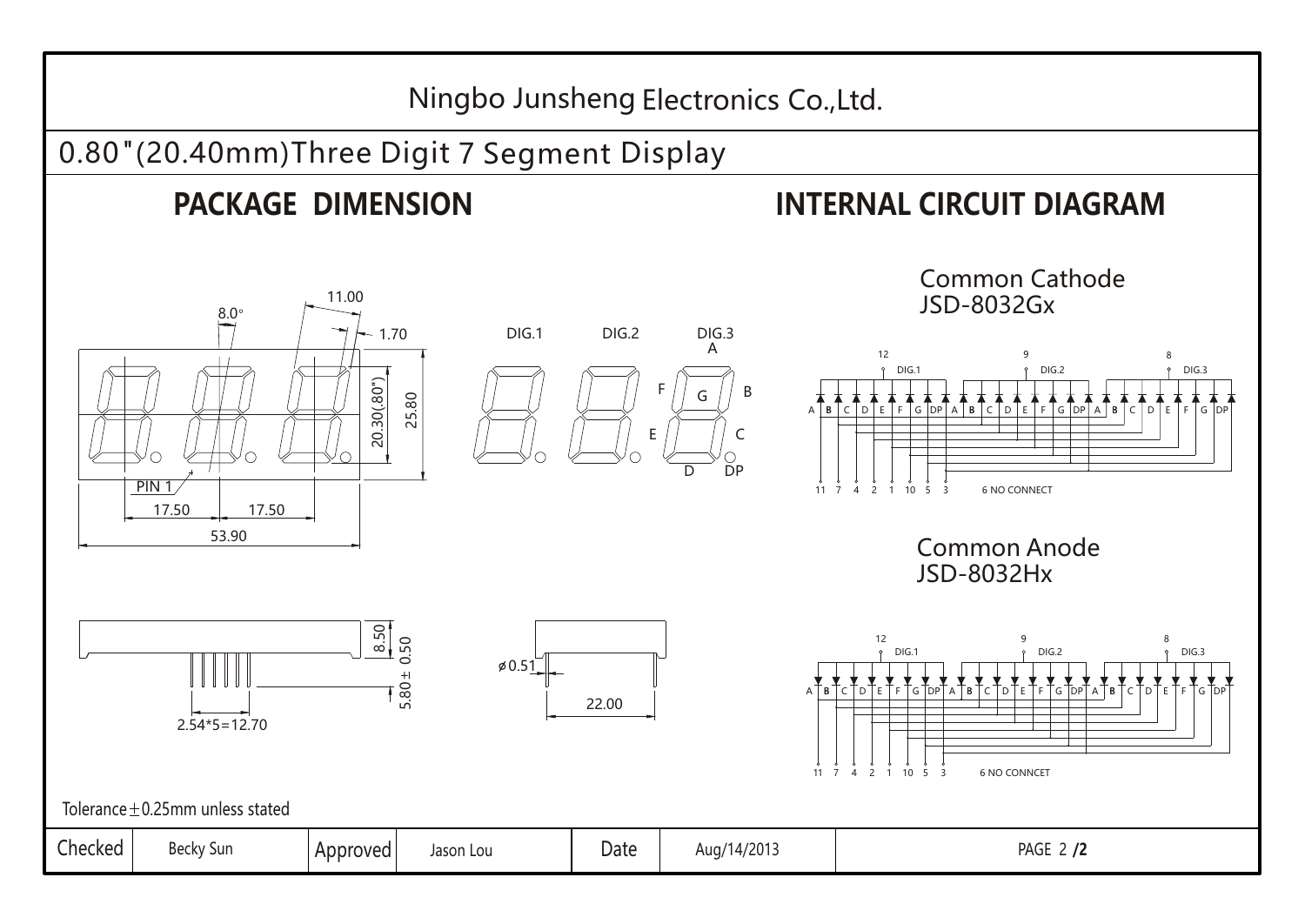Ningbo Junsheng Electronics Co.,Ltd.

0.80"(20.40mm)Three Digit 7 Segment Display

## PACKAGE DIMENSION

11.00
8.0°
1.70
20.30(.80")
25.80
PIN 1
17.50
17.50
53.90

DIG.1
DIG.2
DIG.3
A
F
G
B
E
C
D
DP

8.50
5.80 ± 0.50
2.54*5=12.70

ø0.51
22.00

## INTERNAL CIRCUIT DIAGRAM

Common Cathode
JSD-8032Gx

12
9
8
DIG.1
DIG.2
DIG.3
A B C D E F G DP A B C D E F G DP A B C D E F G DP
11 7 4 2 1 10 5 3
6 NO CONNECT

Common Anode
JSD-8032Hx

12
9
8
DIG.1
DIG.2
DIG.3
A B C D E F G DP A B C D E F G DP A B C D E F G DP
11 7 4 2 1 10 5 3
6 NO CONNCET

Tolerance ± 0.25mm unless stated

| | | | | | | |
|---|---|---|---|---|---|---|
| Checked | Becky Sun | Approved | Jason Lou | Date | Aug/14/2013 | PAGE 2 /2 |